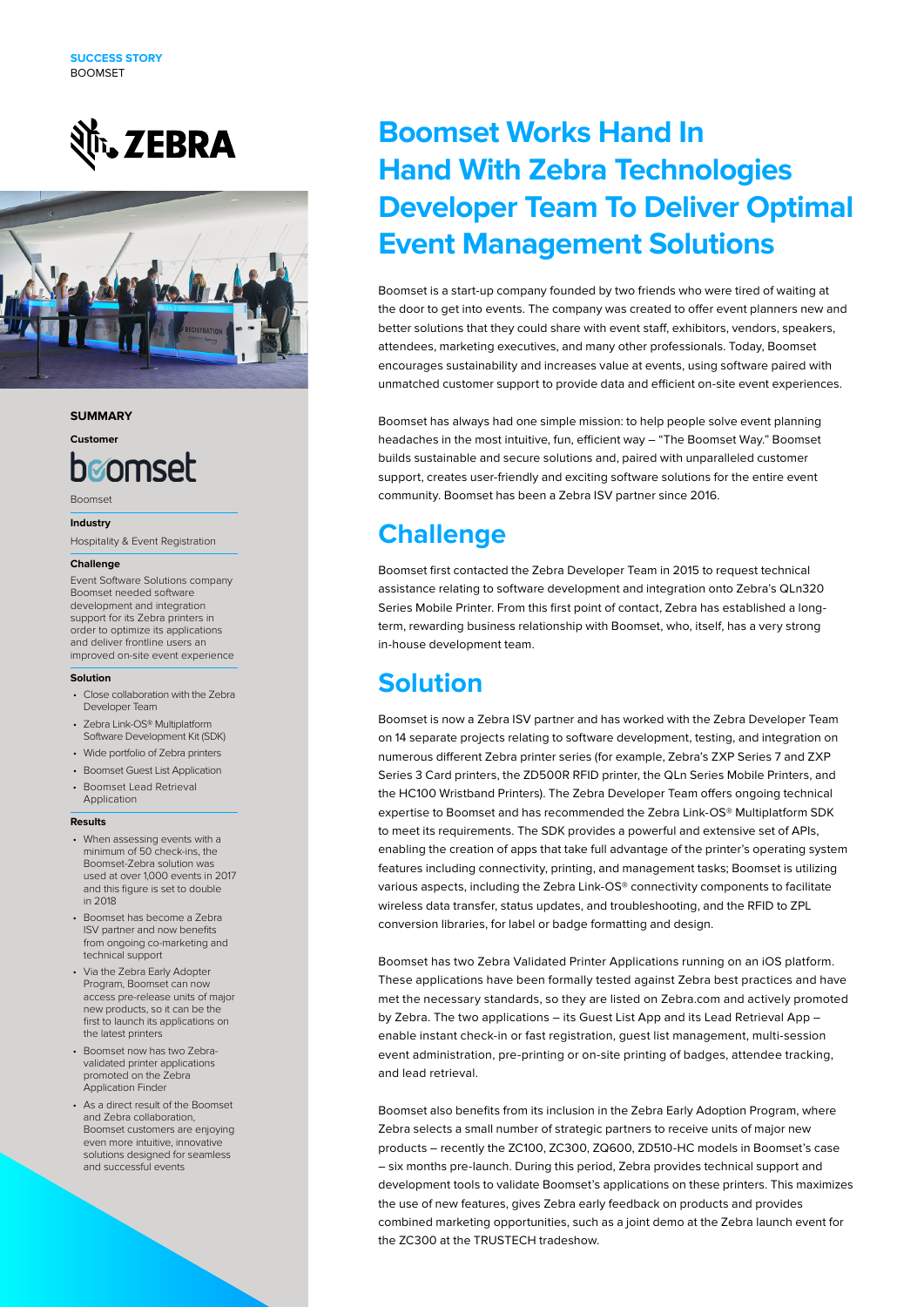**SUCCESS STORY**
BOOMSET

# Boomset Works Hand In Hand With Zebra Technologies Developer Team To Deliver Optimal Event Management Solutions

## SUMMARY

**Customer**

Boomset

**Industry**

Hospitality & Event Registration

**Challenge**

Event Software Solutions company Boomset needed software development and integration support for its Zebra printers in order to optimize its applications and deliver frontline users an improved on-site event experience

**Solution**

- Close collaboration with the Zebra Developer Team
- Zebra Link-OS® Multiplatform Software Development Kit (SDK)
- Wide portfolio of Zebra printers
- Boomset Guest List Application
- Boomset Lead Retrieval Application

**Results**

- When assessing events with a minimum of 50 check-ins, the Boomset-Zebra solution was used at over 1,000 events in 2017 and this figure is set to double in 2018
- Boomset has become a Zebra ISV partner and now benefits from ongoing co-marketing and technical support
- Via the Zebra Early Adopter Program, Boomset can now access pre-release units of major new products, so it can be the first to launch its applications on the latest printers
- Boomset now has two Zebra-validated printer applications promoted on the Zebra Application Finder
- As a direct result of the Boomset and Zebra collaboration, Boomset customers are enjoying even more intuitive, innovative solutions designed for seamless and successful events

Boomset is a start-up company founded by two friends who were tired of waiting at the door to get into events. The company was created to offer event planners new and better solutions that they could share with event staff, exhibitors, vendors, speakers, attendees, marketing executives, and many other professionals. Today, Boomset encourages sustainability and increases value at events, using software paired with unmatched customer support to provide data and efficient on-site event experiences.

Boomset has always had one simple mission: to help people solve event planning headaches in the most intuitive, fun, efficient way – "The Boomset Way." Boomset builds sustainable and secure solutions and, paired with unparalleled customer support, creates user-friendly and exciting software solutions for the entire event community. Boomset has been a Zebra ISV partner since 2016.

## Challenge

Boomset first contacted the Zebra Developer Team in 2015 to request technical assistance relating to software development and integration onto Zebra's QLn320 Series Mobile Printer. From this first point of contact, Zebra has established a long-term, rewarding business relationship with Boomset, who, itself, has a very strong in-house development team.

## Solution

Boomset is now a Zebra ISV partner and has worked with the Zebra Developer Team on 14 separate projects relating to software development, testing, and integration on numerous different Zebra printer series (for example, Zebra's ZXP Series 7 and ZXP Series 3 Card printers, the ZD500R RFID printer, the QLn Series Mobile Printers, and the HC100 Wristband Printers). The Zebra Developer Team offers ongoing technical expertise to Boomset and has recommended the Zebra Link-OS® Multiplatform SDK to meet its requirements. The SDK provides a powerful and extensive set of APIs, enabling the creation of apps that take full advantage of the printer's operating system features including connectivity, printing, and management tasks; Boomset is utilizing various aspects, including the Zebra Link-OS® connectivity components to facilitate wireless data transfer, status updates, and troubleshooting, and the RFID to ZPL conversion libraries, for label or badge formatting and design.

Boomset has two Zebra Validated Printer Applications running on an iOS platform. These applications have been formally tested against Zebra best practices and have met the necessary standards, so they are listed on Zebra.com and actively promoted by Zebra. The two applications – its Guest List App and its Lead Retrieval App – enable instant check-in or fast registration, guest list management, multi-session event administration, pre-printing or on-site printing of badges, attendee tracking, and lead retrieval.

Boomset also benefits from its inclusion in the Zebra Early Adoption Program, where Zebra selects a small number of strategic partners to receive units of major new products – recently the ZC100, ZC300, ZQ600, ZD510-HC models in Boomset's case – six months pre-launch. During this period, Zebra provides technical support and development tools to validate Boomset's applications on these printers. This maximizes the use of new features, gives Zebra early feedback on products and provides combined marketing opportunities, such as a joint demo at the Zebra launch event for the ZC300 at the TRUSTECH tradeshow.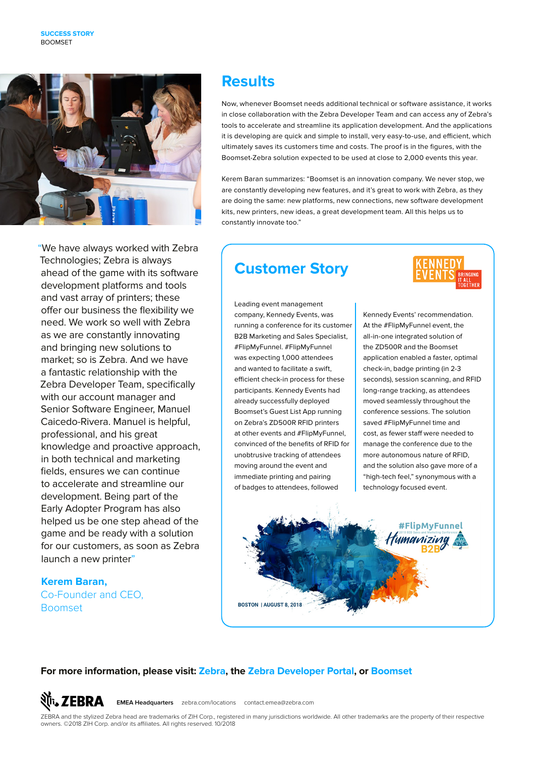**SUCCESS STORY**
BOOMSET

## Results

Now, whenever Boomset needs additional technical or software assistance, it works in close collaboration with the Zebra Developer Team and can access any of Zebra's tools to accelerate and streamline its application development. And the applications it is developing are quick and simple to install, very easy-to-use, and efficient, which ultimately saves its customers time and costs. The proof is in the figures, with the Boomset-Zebra solution expected to be used at close to 2,000 events this year.

Kerem Baran summarizes: "Boomset is an innovation company. We never stop, we are constantly developing new features, and it's great to work with Zebra, as they are doing the same: new platforms, new connections, new software development kits, new printers, new ideas, a great development team. All this helps us to constantly innovate too."

"We have always worked with Zebra Technologies; Zebra is always ahead of the game with its software development platforms and tools and vast array of printers; these offer our business the flexibility we need. We work so well with Zebra as we are constantly innovating and bringing new solutions to market; so is Zebra. And we have a fantastic relationship with the Zebra Developer Team, specifically with our account manager and Senior Software Engineer, Manuel Caicedo-Rivera. Manuel is helpful, professional, and his great knowledge and proactive approach, in both technical and marketing fields, ensures we can continue to accelerate and streamline our development. Being part of the Early Adopter Program has also helped us be one step ahead of the game and be ready with a solution for our customers, as soon as Zebra launch a new printer"

**Kerem Baran,**
Co-Founder and CEO,
Boomset

## Customer Story

KENNEDY EVENTS BRINGING IT ALL TOGETHER

Leading event management company, Kennedy Events, was running a conference for its customer B2B Marketing and Sales Specialist, #FlipMyFunnel. #FlipMyFunnel was expecting 1,000 attendees and wanted to facilitate a swift, efficient check-in process for these participants. Kennedy Events had already successfully deployed Boomset's Guest List App running on Zebra's ZD500R RFID printers at other events and #FlipMyFunnel, convinced of the benefits of RFID for unobtrusive tracking of attendees moving around the event and immediate printing and pairing of badges to attendees, followed Kennedy Events' recommendation. At the #FlipMyFunnel event, the all-in-one integrated solution of the ZD500R and the Boomset application enabled a faster, optimal check-in, badge printing (in 2-3 seconds), session scanning, and RFID long-range tracking, as attendees moved seamlessly throughout the conference sessions. The solution saved #FlipMyFunnel time and cost, as fewer staff were needed to manage the conference due to the more autonomous nature of RFID, and the solution also gave more of a "high-tech feel," synonymous with a technology focused event.

#FlipMyFunnel
2018 B2B Sales and Marketing Conference
Humanizing B2B
BOSTON | AUGUST 8, 2018

**For more information, please visit: Zebra, the Zebra Developer Portal, or Boomset**

ZEBRA **EMEA Headquarters** zebra.com/locations contact.emea@zebra.com

ZEBRA and the stylized Zebra head are trademarks of ZIH Corp., registered in many jurisdictions worldwide. All other trademarks are the property of their respective owners. ©2018 ZIH Corp. and/or its affiliates. All rights reserved. 10/2018